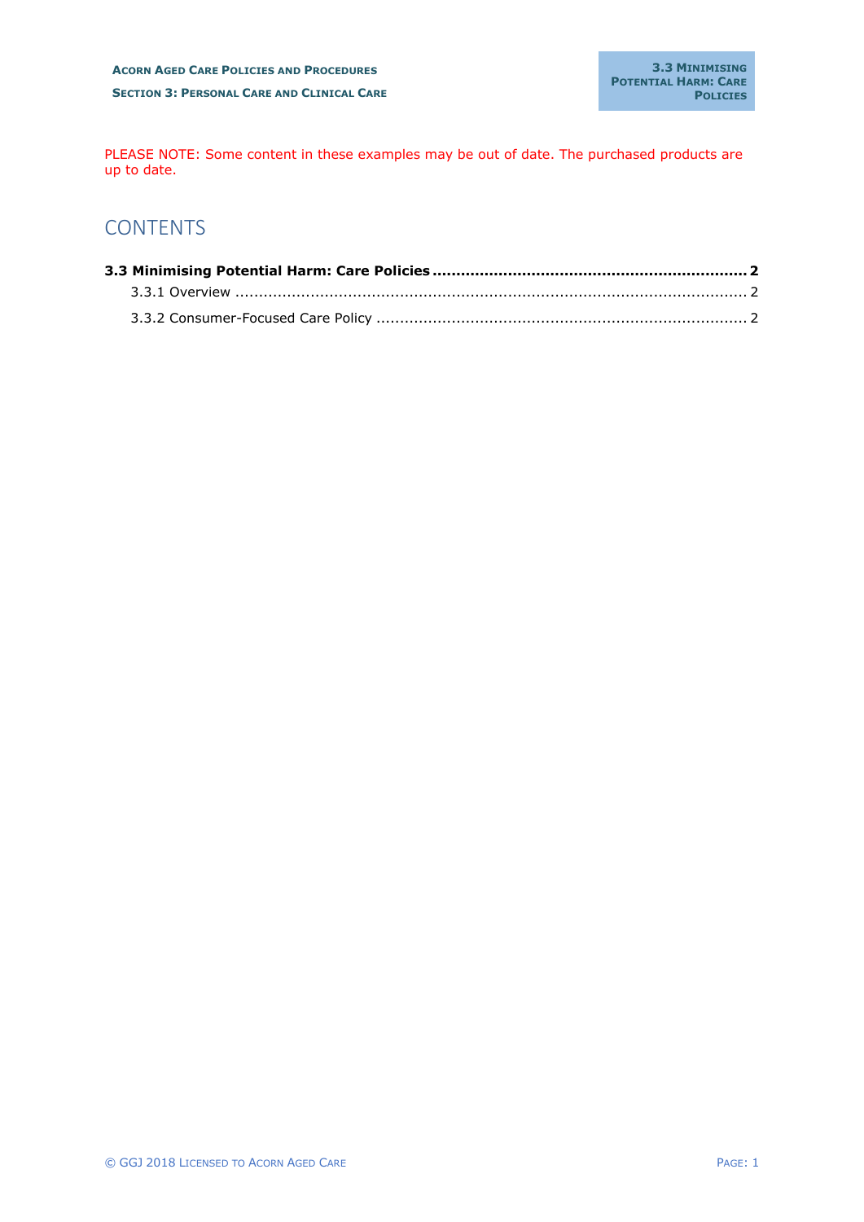PLEASE NOTE: Some content in these examples may be out of date. The purchased products are up to date.

# CONTENTS

**3.3 Minimising Potential Harm: Care Policies ........ 2**

- 3.3.1 Overview ........ 2
- 3.3.2 Consumer-Focused Care Policy ........ 2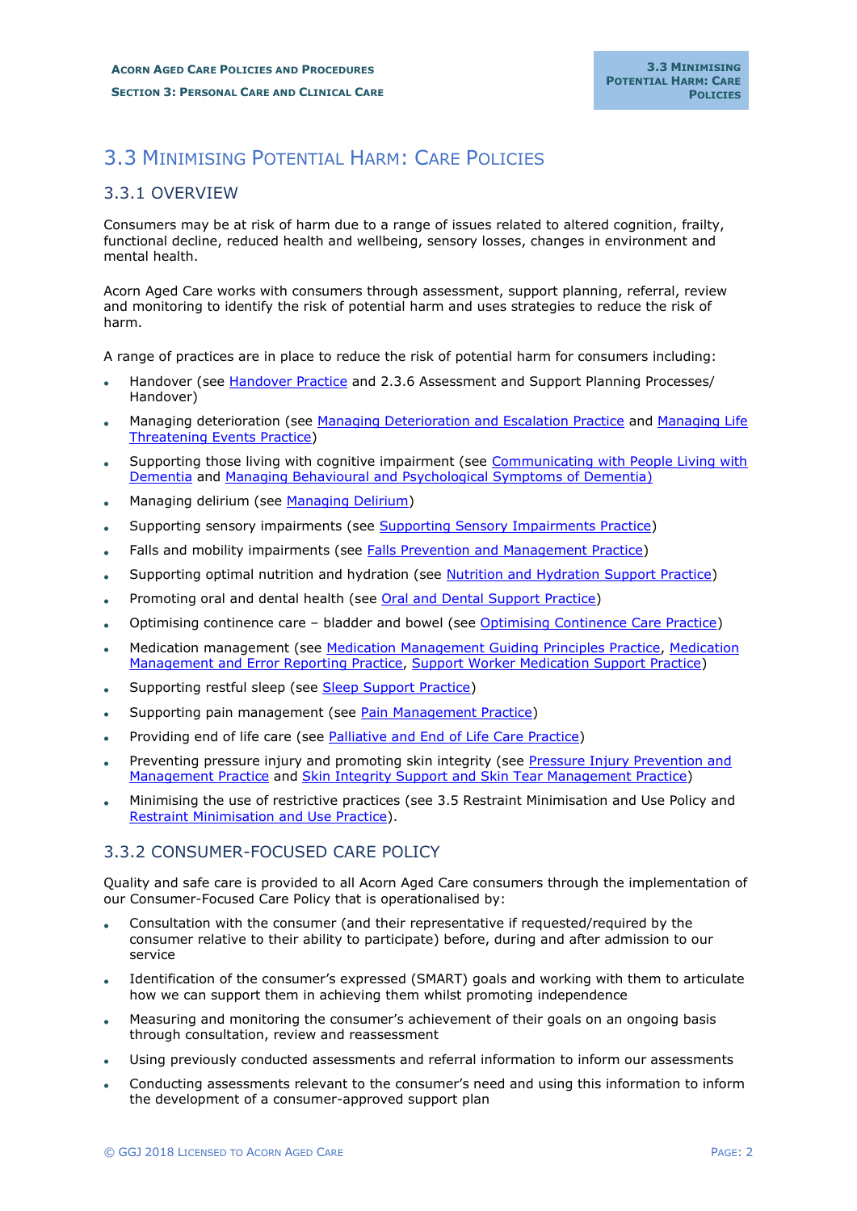# 3.3 Minimising Potential Harm: Care Policies

## 3.3.1 OVERVIEW

Consumers may be at risk of harm due to a range of issues related to altered cognition, frailty, functional decline, reduced health and wellbeing, sensory losses, changes in environment and mental health.

Acorn Aged Care works with consumers through assessment, support planning, referral, review and monitoring to identify the risk of potential harm and uses strategies to reduce the risk of harm.

A range of practices are in place to reduce the risk of potential harm for consumers including:

- Handover (see Handover Practice and 2.3.6 Assessment and Support Planning Processes/ Handover)
- Managing deterioration (see Managing Deterioration and Escalation Practice and Managing Life Threatening Events Practice)
- Supporting those living with cognitive impairment (see Communicating with People Living with Dementia and Managing Behavioural and Psychological Symptoms of Dementia)
- Managing delirium (see Managing Delirium)
- Supporting sensory impairments (see Supporting Sensory Impairments Practice)
- Falls and mobility impairments (see Falls Prevention and Management Practice)
- Supporting optimal nutrition and hydration (see Nutrition and Hydration Support Practice)
- Promoting oral and dental health (see Oral and Dental Support Practice)
- Optimising continence care – bladder and bowel (see Optimising Continence Care Practice)
- Medication management (see Medication Management Guiding Principles Practice, Medication Management and Error Reporting Practice, Support Worker Medication Support Practice)
- Supporting restful sleep (see Sleep Support Practice)
- Supporting pain management (see Pain Management Practice)
- Providing end of life care (see Palliative and End of Life Care Practice)
- Preventing pressure injury and promoting skin integrity (see Pressure Injury Prevention and Management Practice and Skin Integrity Support and Skin Tear Management Practice)
- Minimising the use of restrictive practices (see 3.5 Restraint Minimisation and Use Policy and Restraint Minimisation and Use Practice).

## 3.3.2 CONSUMER-FOCUSED CARE POLICY

Quality and safe care is provided to all Acorn Aged Care consumers through the implementation of our Consumer-Focused Care Policy that is operationalised by:

- Consultation with the consumer (and their representative if requested/required by the consumer relative to their ability to participate) before, during and after admission to our service
- Identification of the consumer's expressed (SMART) goals and working with them to articulate how we can support them in achieving them whilst promoting independence
- Measuring and monitoring the consumer's achievement of their goals on an ongoing basis through consultation, review and reassessment
- Using previously conducted assessments and referral information to inform our assessments
- Conducting assessments relevant to the consumer's need and using this information to inform the development of a consumer-approved support plan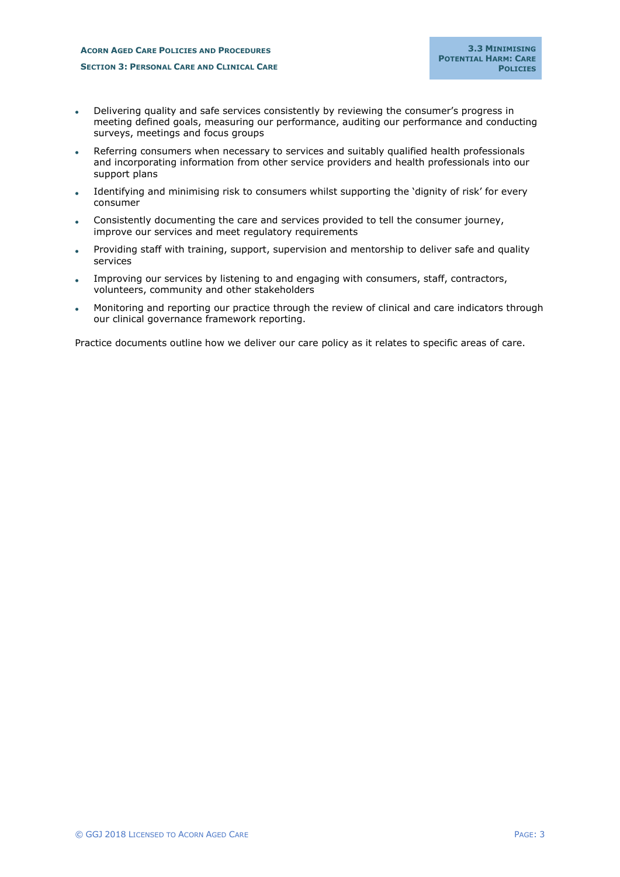- Delivering quality and safe services consistently by reviewing the consumer's progress in meeting defined goals, measuring our performance, auditing our performance and conducting surveys, meetings and focus groups
- Referring consumers when necessary to services and suitably qualified health professionals and incorporating information from other service providers and health professionals into our support plans
- Identifying and minimising risk to consumers whilst supporting the 'dignity of risk' for every consumer
- Consistently documenting the care and services provided to tell the consumer journey, improve our services and meet regulatory requirements
- Providing staff with training, support, supervision and mentorship to deliver safe and quality services
- Improving our services by listening to and engaging with consumers, staff, contractors, volunteers, community and other stakeholders
- Monitoring and reporting our practice through the review of clinical and care indicators through our clinical governance framework reporting.

Practice documents outline how we deliver our care policy as it relates to specific areas of care.